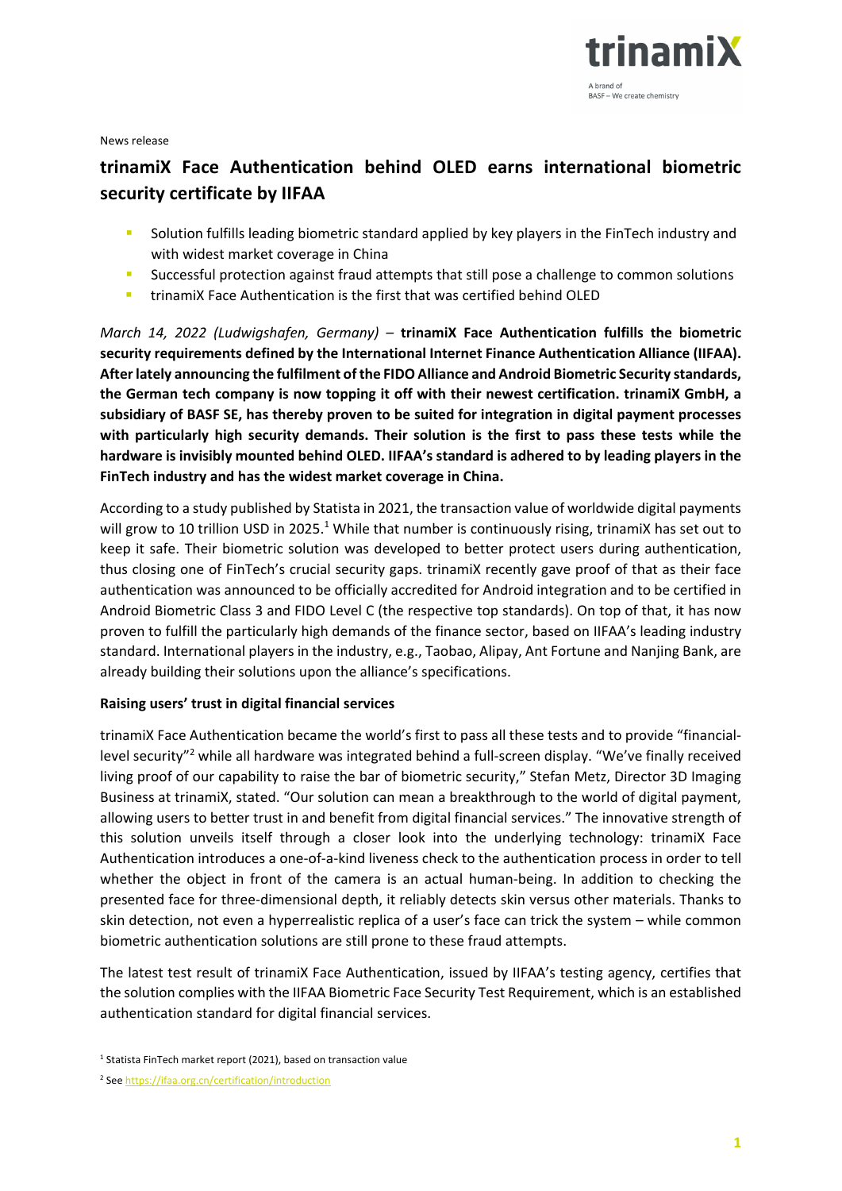trinamiX

A brand of BASF – We create chemistry

News release

# trinamiX Face Authentication behind OLED earns international biometric security certificate by IIFAA

- Solution fulfills leading biometric standard applied by key players in the FinTech industry and with widest market coverage in China
- Successful protection against fraud attempts that still pose a challenge to common solutions
- trinamiX Face Authentication is the first that was certified behind OLED

*March 14, 2022 (Ludwigshafen, Germany)* – **trinamiX Face Authentication fulfills the biometric security requirements defined by the International Internet Finance Authentication Alliance (IIFAA). After lately announcing the fulfilment of the FIDO Alliance and Android Biometric Security standards, the German tech company is now topping it off with their newest certification. trinamiX GmbH, a subsidiary of BASF SE, has thereby proven to be suited for integration in digital payment processes with particularly high security demands. Their solution is the first to pass these tests while the hardware is invisibly mounted behind OLED. IIFAA's standard is adhered to by leading players in the FinTech industry and has the widest market coverage in China.**

According to a study published by Statista in 2021, the transaction value of worldwide digital payments will grow to 10 trillion USD in 2025.[1] While that number is continuously rising, trinamiX has set out to keep it safe. Their biometric solution was developed to better protect users during authentication, thus closing one of FinTech's crucial security gaps. trinamiX recently gave proof of that as their face authentication was announced to be officially accredited for Android integration and to be certified in Android Biometric Class 3 and FIDO Level C (the respective top standards). On top of that, it has now proven to fulfill the particularly high demands of the finance sector, based on IIFAA's leading industry standard. International players in the industry, e.g., Taobao, Alipay, Ant Fortune and Nanjing Bank, are already building their solutions upon the alliance's specifications.

**Raising users' trust in digital financial services**

trinamiX Face Authentication became the world's first to pass all these tests and to provide "financial-level security"[2] while all hardware was integrated behind a full-screen display. "We've finally received living proof of our capability to raise the bar of biometric security," Stefan Metz, Director 3D Imaging Business at trinamiX, stated. "Our solution can mean a breakthrough to the world of digital payment, allowing users to better trust in and benefit from digital financial services." The innovative strength of this solution unveils itself through a closer look into the underlying technology: trinamiX Face Authentication introduces a one-of-a-kind liveness check to the authentication process in order to tell whether the object in front of the camera is an actual human-being. In addition to checking the presented face for three-dimensional depth, it reliably detects skin versus other materials. Thanks to skin detection, not even a hyperrealistic replica of a user's face can trick the system – while common biometric authentication solutions are still prone to these fraud attempts.

The latest test result of trinamiX Face Authentication, issued by IIFAA's testing agency, certifies that the solution complies with the IIFAA Biometric Face Security Test Requirement, which is an established authentication standard for digital financial services.

[1] Statista FinTech market report (2021), based on transaction value

[2] See https://ifaa.org.cn/certification/introduction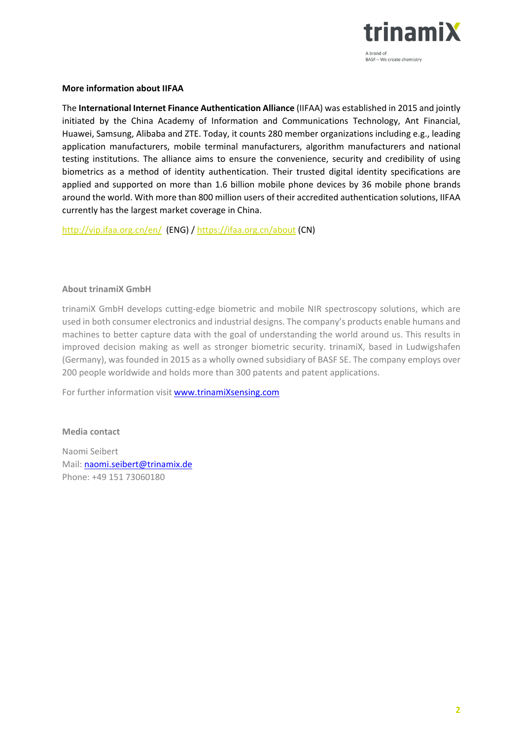**More information about IIFAA**

The **International Internet Finance Authentication Alliance** (IIFAA) was established in 2015 and jointly initiated by the China Academy of Information and Communications Technology, Ant Financial, Huawei, Samsung, Alibaba and ZTE. Today, it counts 280 member organizations including e.g., leading application manufacturers, mobile terminal manufacturers, algorithm manufacturers and national testing institutions. The alliance aims to ensure the convenience, security and credibility of using biometrics as a method of identity authentication. Their trusted digital identity specifications are applied and supported on more than 1.6 billion mobile phone devices by 36 mobile phone brands around the world. With more than 800 million users of their accredited authentication solutions, IIFAA currently has the largest market coverage in China.

http://vip.ifaa.org.cn/en/ (ENG) / https://ifaa.org.cn/about (CN)

**About trinamiX GmbH**

trinamiX GmbH develops cutting-edge biometric and mobile NIR spectroscopy solutions, which are used in both consumer electronics and industrial designs. The company's products enable humans and machines to better capture data with the goal of understanding the world around us. This results in improved decision making as well as stronger biometric security. trinamiX, based in Ludwigshafen (Germany), was founded in 2015 as a wholly owned subsidiary of BASF SE. The company employs over 200 people worldwide and holds more than 300 patents and patent applications.

For further information visit www.trinamiXsensing.com

**Media contact**

Naomi Seibert
Mail: naomi.seibert@trinamix.de
Phone: +49 151 73060180